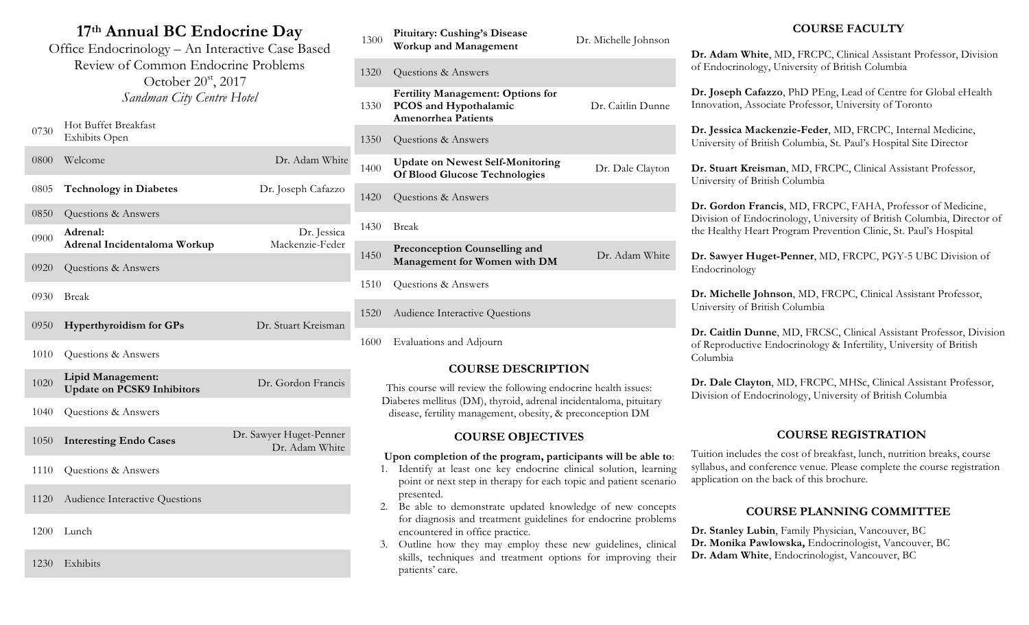# 17th Annual BC Endocrine Day

Office Endocrinology – An Interactive Case Based Review of Common Endocrine Problems

October 20st, 2017

*Sandman City Centre Hotel*

| Time | Session | Speaker |
|---|---|---|
| 0730 | Hot Buffet Breakfast<br>Exhibits Open | |
| 0800 | Welcome | Dr. Adam White |
| 0805 | **Technology in Diabetes** | Dr. Joseph Cafazzo |
| 0850 | Questions & Answers | |
| 0900 | **Adrenal:**<br>**Adrenal Incidentaloma Workup** | Dr. Jessica Mackenzie-Feder |
| 0920 | Questions & Answers | |
| 0930 | Break | |
| 0950 | **Hyperthyroidism for GPs** | Dr. Stuart Kreisman |
| 1010 | Questions & Answers | |
| 1020 | **Lipid Management:**<br>**Update on PCSK9 Inhibitors** | Dr. Gordon Francis |
| 1040 | Questions & Answers | |
| 1050 | **Interesting Endo Cases** | Dr. Sawyer Huget-Penner<br>Dr. Adam White |
| 1110 | Questions & Answers | |
| 1120 | Audience Interactive Questions | |
| 1200 | Lunch | |
| 1230 | Exhibits | |
| 1300 | **Pituitary: Cushing's Disease Workup and Management** | Dr. Michelle Johnson |
| 1320 | Questions & Answers | |
| 1330 | **Fertility Management: Options for PCOS and Hypothalamic Amenorrhea Patients** | Dr. Caitlin Dunne |
| 1350 | Questions & Answers | |
| 1400 | **Update on Newest Self-Monitoring Of Blood Glucose Technologies** | Dr. Dale Clayton |
| 1420 | Questions & Answers | |
| 1430 | Break | |
| 1450 | **Preconception Counselling and Management for Women with DM** | Dr. Adam White |
| 1510 | Questions & Answers | |
| 1520 | Audience Interactive Questions | |
| 1600 | Evaluations and Adjourn | |

## COURSE DESCRIPTION

This course will review the following endocrine health issues: Diabetes mellitus (DM), thyroid, adrenal incidentaloma, pituitary disease, fertility management, obesity, & preconception DM

## COURSE OBJECTIVES

**Upon completion of the program, participants will be able to**:

1. Identify at least one key endocrine clinical solution, learning point or next step in therapy for each topic and patient scenario presented.
2. Be able to demonstrate updated knowledge of new concepts for diagnosis and treatment guidelines for endocrine problems encountered in office practice.
3. Outline how they may employ these new guidelines, clinical skills, techniques and treatment options for improving their patients' care.

## COURSE FACULTY

**Dr. Adam White**, MD, FRCPC, Clinical Assistant Professor, Division of Endocrinology, University of British Columbia

**Dr. Joseph Cafazzo**, PhD PEng, Lead of Centre for Global eHealth Innovation, Associate Professor, University of Toronto

**Dr. Jessica Mackenzie-Feder**, MD, FRCPC, Internal Medicine, University of British Columbia, St. Paul's Hospital Site Director

**Dr. Stuart Kreisman**, MD, FRCPC, Clinical Assistant Professor, University of British Columbia

**Dr. Gordon Francis**, MD, FRCPC, FAHA, Professor of Medicine, Division of Endocrinology, University of British Columbia, Director of the Healthy Heart Program Prevention Clinic, St. Paul's Hospital

**Dr. Sawyer Huget-Penner**, MD, FRCPC, PGY-5 UBC Division of Endocrinology

**Dr. Michelle Johnson**, MD, FRCPC, Clinical Assistant Professor, University of British Columbia

**Dr. Caitlin Dunne**, MD, FRCSC, Clinical Assistant Professor, Division of Reproductive Endocrinology & Infertility, University of British Columbia

**Dr. Dale Clayton**, MD, FRCPC, MHSc, Clinical Assistant Professor, Division of Endocrinology, University of British Columbia

## COURSE REGISTRATION

Tuition includes the cost of breakfast, lunch, nutrition breaks, course syllabus, and conference venue. Please complete the course registration application on the back of this brochure.

## COURSE PLANNING COMMITTEE

**Dr. Stanley Lubin**, Family Physician, Vancouver, BC
**Dr. Monika Pawlowska,** Endocrinologist, Vancouver, BC
**Dr. Adam White**, Endocrinologist, Vancouver, BC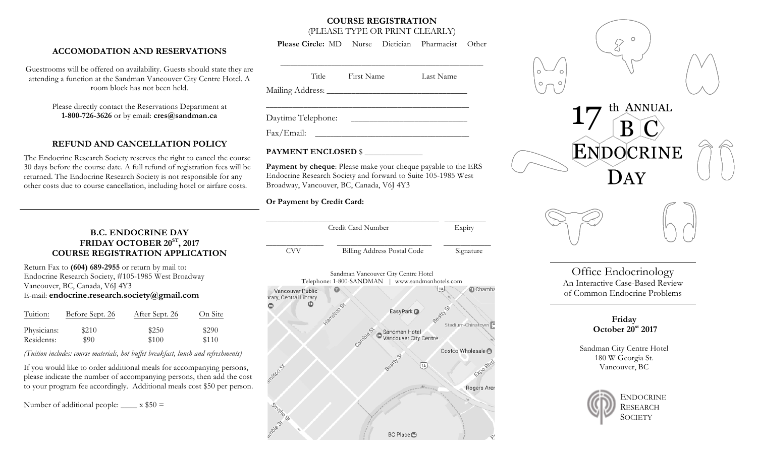## ACCOMODATION AND RESERVATIONS

Guestrooms will be offered on availability. Guests should state they are attending a function at the Sandman Vancouver City Centre Hotel. A room block has not been held.

Please directly contact the Reservations Department at **1-800-726-3626** or by email: **cres@sandman.ca**

## REFUND AND CANCELLATION POLICY

The Endocrine Research Society reserves the right to cancel the course 30 days before the course date. A full refund of registration fees will be returned. The Endocrine Research Society is not responsible for any other costs due to course cancellation, including hotel or airfare costs.

---

## B.C. ENDOCRINE DAY
## FRIDAY OCTOBER 20ST, 2017
## COURSE REGISTRATION APPLICATION

Return Fax to **(604) 689-2955** or return by mail to:
Endocrine Research Society, #105-1985 West Broadway
Vancouver, BC, Canada, V6J 4Y3
E-mail: **endocrine.research.society@gmail.com**

| Tuition: | Before Sept. 26 | After Sept. 26 | On Site |
|---|---|---|---|
| Physicians: | $210 | $250 | $290 |
| Residents: | $90 | $100 | $110 |

*(Tuition includes: course materials, hot buffet breakfast, lunch and refreshments)*

If you would like to order additional meals for accompanying persons, please indicate the number of accompanying persons, then add the cost to your program fee accordingly. Additional meals cost $50 per person.

Number of additional people: ____ x $50 =

## COURSE REGISTRATION
(PLEASE TYPE OR PRINT CLEARLY)

**Please Circle:** MD Nurse Dietician Pharmacist Other

______________________________________________
Title First Name Last Name

Mailing Address: ______________________________

______________________________________________

Daytime Telephone: ____________________________

Fax/Email: ___________________________________

**PAYMENT ENCLOSED** $ _____________

**Payment by cheque**: Please make your cheque payable to the ERS Endocrine Research Society and forward to Suite 105-1985 West Broadway, Vancouver, BC, Canada, V6J 4Y3

**Or Payment by Credit Card:**

______________________________________ __________
Credit Card Number Expiry

____________ ____________________ __________
CVV Billing Address Postal Code Signature

Sandman Vancouver City Centre Hotel
Telephone: 1-800-SANDMAN | www.sandmanhotels.com

Vancouver Public Library, Central Library
Hamilton St
EasyPark
Beatty St
Chamba
Stadium-Chinatown
Cambie St
Sandman Hotel Vancouver City Centre
Costco Wholesale
Beatty St
1A
Expo Blvd
Hamilton St
Rogers Arena
Smithe St
Cambie St
BC Place

# 17th ANNUAL B C ENDOCRINE DAY

---

Office Endocrinology
An Interactive Case-Based Review of Common Endocrine Problems

---

**Friday**
**October 20st 2017**

Sandman City Centre Hotel
180 W Georgia St.
Vancouver, BC

ENDOCRINE RESEARCH SOCIETY